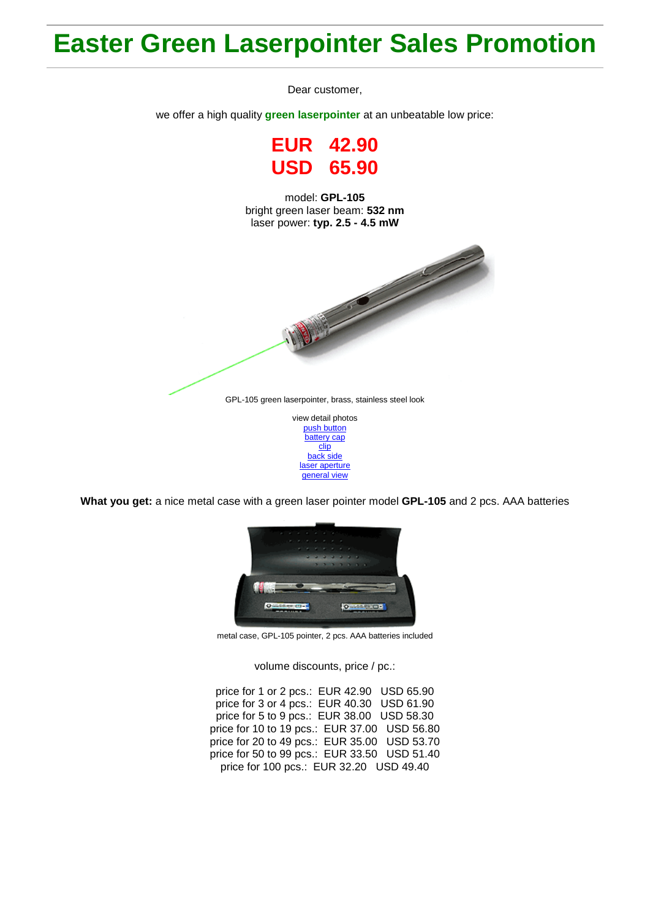# Easter Green Laserpointer Sales Promotion

Dear customer,

we offer a high quality **green laserpointer** at an unbeatable low price:

**EUR 42.90**
**USD 65.90**

model: **GPL-105**
bright green laser beam: **532 nm**
laser power: **typ. 2.5 - 4.5 mW**

GPL-105 green laserpointer, brass, stainless steel look

view detail photos
push button
battery cap
clip
back side
laser aperture
general view

**What you get:** a nice metal case with a green laser pointer model **GPL-105** and 2 pcs. AAA batteries

metal case, GPL-105 pointer, 2 pcs. AAA batteries included

volume discounts, price / pc.:

price for 1 or 2 pcs.: EUR 42.90 USD 65.90
price for 3 or 4 pcs.: EUR 40.30 USD 61.90
price for 5 to 9 pcs.: EUR 38.00 USD 58.30
price for 10 to 19 pcs.: EUR 37.00 USD 56.80
price for 20 to 49 pcs.: EUR 35.00 USD 53.70
price for 50 to 99 pcs.: EUR 33.50 USD 51.40
price for 100 pcs.: EUR 32.20 USD 49.40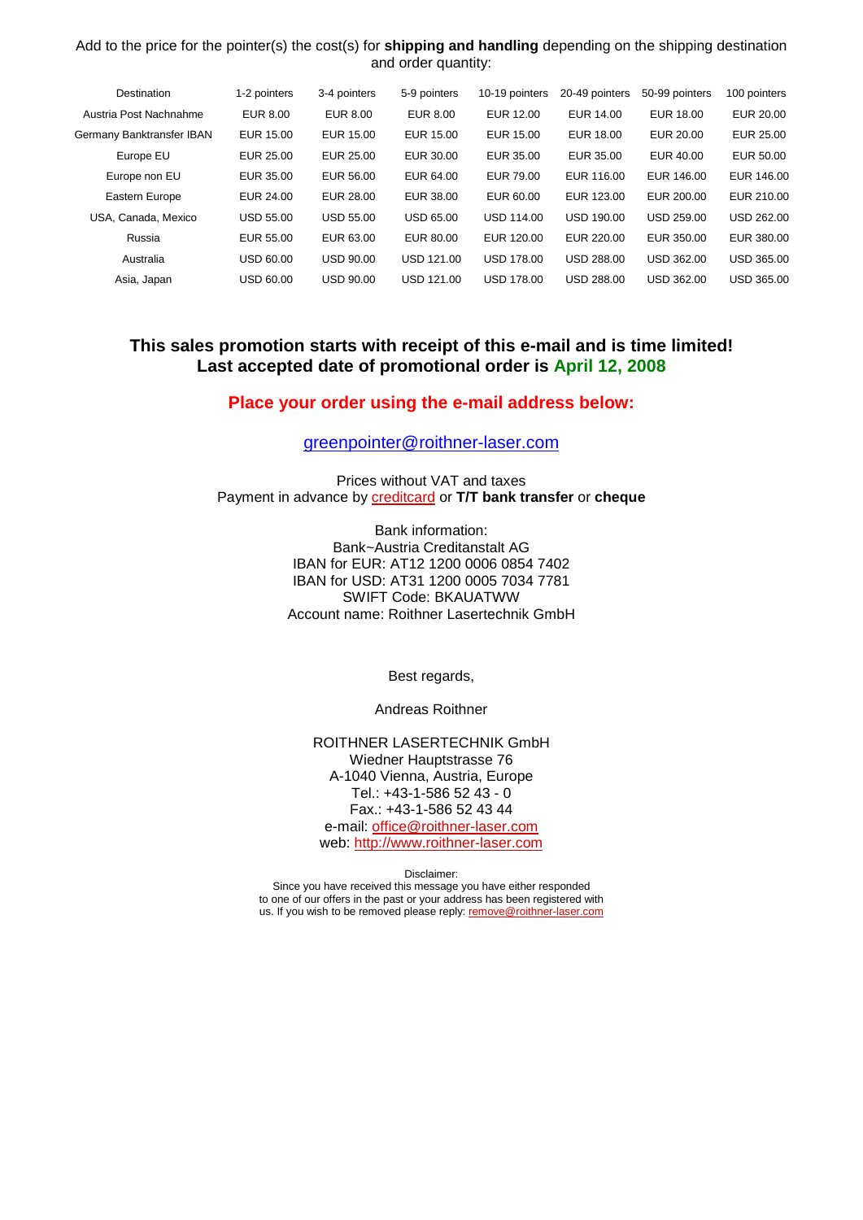Add to the price for the pointer(s) the cost(s) for **shipping and handling** depending on the shipping destination and order quantity:

| Destination | 1-2 pointers | 3-4 pointers | 5-9 pointers | 10-19 pointers | 20-49 pointers | 50-99 pointers | 100 pointers |
|---|---|---|---|---|---|---|---|
| Austria Post Nachnahme | EUR 8.00 | EUR 8.00 | EUR 8.00 | EUR 12.00 | EUR 14.00 | EUR 18.00 | EUR 20.00 |
| Germany Banktransfer IBAN | EUR 15.00 | EUR 15.00 | EUR 15.00 | EUR 15.00 | EUR 18.00 | EUR 20.00 | EUR 25.00 |
| Europe EU | EUR 25.00 | EUR 25.00 | EUR 30.00 | EUR 35.00 | EUR 35.00 | EUR 40.00 | EUR 50.00 |
| Europe non EU | EUR 35.00 | EUR 56.00 | EUR 64.00 | EUR 79.00 | EUR 116.00 | EUR 146.00 | EUR 146.00 |
| Eastern Europe | EUR 24.00 | EUR 28.00 | EUR 38.00 | EUR 60.00 | EUR 123.00 | EUR 200.00 | EUR 210.00 |
| USA, Canada, Mexico | USD 55.00 | USD 55.00 | USD 65.00 | USD 114.00 | USD 190.00 | USD 259.00 | USD 262.00 |
| Russia | EUR 55.00 | EUR 63.00 | EUR 80.00 | EUR 120.00 | EUR 220.00 | EUR 350.00 | EUR 380.00 |
| Australia | USD 60.00 | USD 90.00 | USD 121.00 | USD 178.00 | USD 288.00 | USD 362.00 | USD 365.00 |
| Asia, Japan | USD 60.00 | USD 90.00 | USD 121.00 | USD 178.00 | USD 288.00 | USD 362.00 | USD 365.00 |

**This sales promotion starts with receipt of this e-mail and is time limited!**
**Last accepted date of promotional order is April 12, 2008**

**Place your order using the e-mail address below:**

greenpointer@roithner-laser.com

Prices without VAT and taxes
Payment in advance by creditcard or **T/T bank transfer** or **cheque**

Bank information:
Bank~Austria Creditanstalt AG
IBAN for EUR: AT12 1200 0006 0854 7402
IBAN for USD: AT31 1200 0005 7034 7781
SWIFT Code: BKAUATWW
Account name: Roithner Lasertechnik GmbH

Best regards,

Andreas Roithner

ROITHNER LASERTECHNIK GmbH
Wiedner Hauptstrasse 76
A-1040 Vienna, Austria, Europe
Tel.: +43-1-586 52 43 - 0
Fax.: +43-1-586 52 43 44
e-mail: office@roithner-laser.com
web: http://www.roithner-laser.com

Disclaimer:
Since you have received this message you have either responded to one of our offers in the past or your address has been registered with us. If you wish to be removed please reply: remove@roithner-laser.com